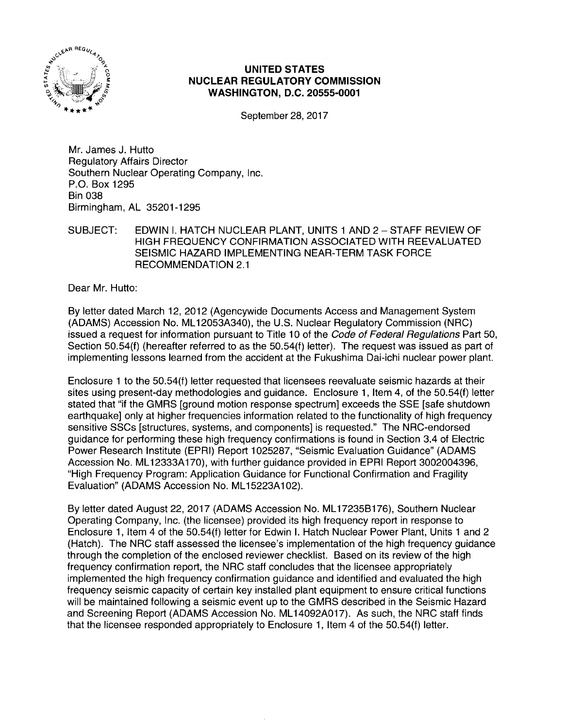**UNITED STATES**
**NUCLEAR REGULATORY COMMISSION**
**WASHINGTON, D.C. 20555-0001**

September 28, 2017

Mr. James J. Hutto
Regulatory Affairs Director
Southern Nuclear Operating Company, Inc.
P.O. Box 1295
Bin 038
Birmingham, AL 35201-1295

SUBJECT: EDWIN I. HATCH NUCLEAR PLANT, UNITS 1 AND 2 – STAFF REVIEW OF HIGH FREQUENCY CONFIRMATION ASSOCIATED WITH REEVALUATED SEISMIC HAZARD IMPLEMENTING NEAR-TERM TASK FORCE RECOMMENDATION 2.1

Dear Mr. Hutto:

By letter dated March 12, 2012 (Agencywide Documents Access and Management System (ADAMS) Accession No. ML12053A340), the U.S. Nuclear Regulatory Commission (NRC) issued a request for information pursuant to Title 10 of the *Code of Federal Regulations* Part 50, Section 50.54(f) (hereafter referred to as the 50.54(f) letter). The request was issued as part of implementing lessons learned from the accident at the Fukushima Dai-ichi nuclear power plant.

Enclosure 1 to the 50.54(f) letter requested that licensees reevaluate seismic hazards at their sites using present-day methodologies and guidance. Enclosure 1, Item 4, of the 50.54(f) letter stated that "if the GMRS [ground motion response spectrum] exceeds the SSE [safe shutdown earthquake] only at higher frequencies information related to the functionality of high frequency sensitive SSCs [structures, systems, and components] is requested." The NRC-endorsed guidance for performing these high frequency confirmations is found in Section 3.4 of Electric Power Research Institute (EPRI) Report 1025287, "Seismic Evaluation Guidance" (ADAMS Accession No. ML12333A170), with further guidance provided in EPRI Report 3002004396, "High Frequency Program: Application Guidance for Functional Confirmation and Fragility Evaluation" (ADAMS Accession No. ML15223A102).

By letter dated August 22, 2017 (ADAMS Accession No. ML17235B176), Southern Nuclear Operating Company, Inc. (the licensee) provided its high frequency report in response to Enclosure 1, Item 4 of the 50.54(f) letter for Edwin I. Hatch Nuclear Power Plant, Units 1 and 2 (Hatch). The NRC staff assessed the licensee's implementation of the high frequency guidance through the completion of the enclosed reviewer checklist. Based on its review of the high frequency confirmation report, the NRC staff concludes that the licensee appropriately implemented the high frequency confirmation guidance and identified and evaluated the high frequency seismic capacity of certain key installed plant equipment to ensure critical functions will be maintained following a seismic event up to the GMRS described in the Seismic Hazard and Screening Report (ADAMS Accession No. ML14092A017). As such, the NRC staff finds that the licensee responded appropriately to Enclosure 1, Item 4 of the 50.54(f) letter.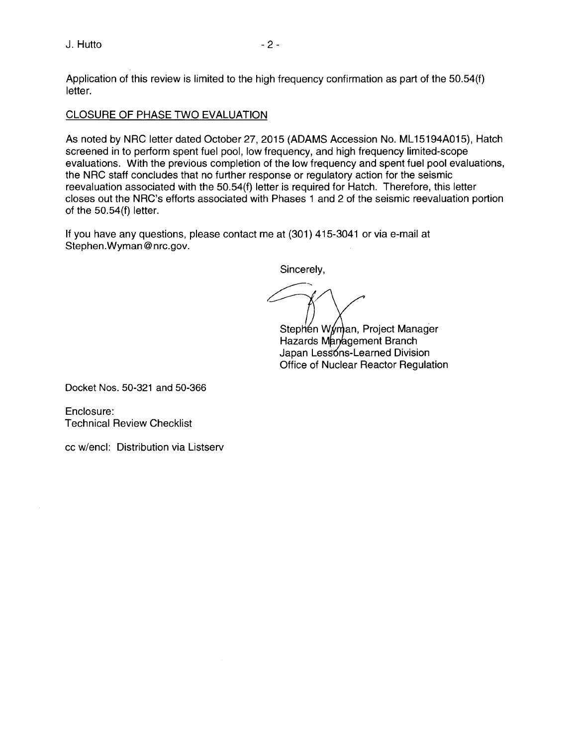Application of this review is limited to the high frequency confirmation as part of the 50.54(f) letter.

## CLOSURE OF PHASE TWO EVALUATION

As noted by NRC letter dated October 27, 2015 (ADAMS Accession No. ML15194A015), Hatch screened in to perform spent fuel pool, low frequency, and high frequency limited-scope evaluations. With the previous completion of the low frequency and spent fuel pool evaluations, the NRC staff concludes that no further response or regulatory action for the seismic reevaluation associated with the 50.54(f) letter is required for Hatch. Therefore, this letter closes out the NRC's efforts associated with Phases 1 and 2 of the seismic reevaluation portion of the 50.54(f) letter.

If you have any questions, please contact me at (301) 415-3041 or via e-mail at Stephen.Wyman@nrc.gov.

Sincerely,

Stephen Wyman, Project Manager
Hazards Management Branch
Japan Lessons-Learned Division
Office of Nuclear Reactor Regulation

Docket Nos. 50-321 and 50-366

Enclosure:
Technical Review Checklist

cc w/encl: Distribution via Listserv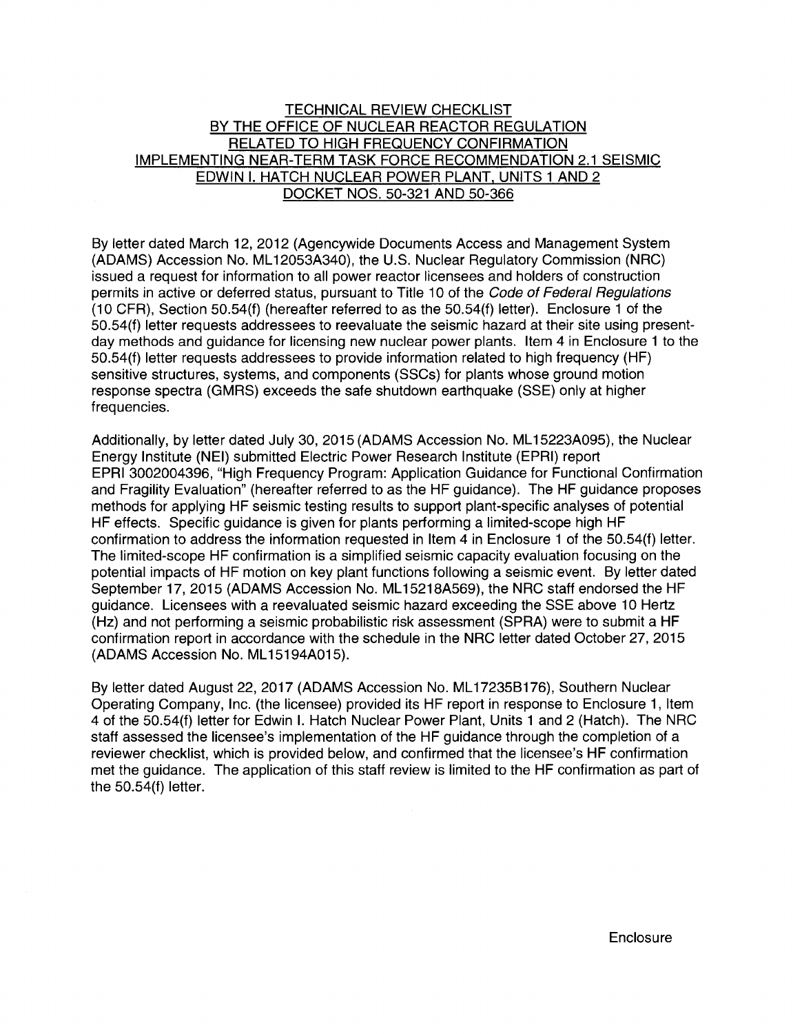# TECHNICAL REVIEW CHECKLIST BY THE OFFICE OF NUCLEAR REACTOR REGULATION RELATED TO HIGH FREQUENCY CONFIRMATION IMPLEMENTING NEAR-TERM TASK FORCE RECOMMENDATION 2.1 SEISMIC EDWIN I. HATCH NUCLEAR POWER PLANT, UNITS 1 AND 2 DOCKET NOS. 50-321 AND 50-366

By letter dated March 12, 2012 (Agencywide Documents Access and Management System (ADAMS) Accession No. ML12053A340), the U.S. Nuclear Regulatory Commission (NRC) issued a request for information to all power reactor licensees and holders of construction permits in active or deferred status, pursuant to Title 10 of the *Code of Federal Regulations* (10 CFR), Section 50.54(f) (hereafter referred to as the 50.54(f) letter). Enclosure 1 of the 50.54(f) letter requests addressees to reevaluate the seismic hazard at their site using present-day methods and guidance for licensing new nuclear power plants. Item 4 in Enclosure 1 to the 50.54(f) letter requests addressees to provide information related to high frequency (HF) sensitive structures, systems, and components (SSCs) for plants whose ground motion response spectra (GMRS) exceeds the safe shutdown earthquake (SSE) only at higher frequencies.

Additionally, by letter dated July 30, 2015 (ADAMS Accession No. ML15223A095), the Nuclear Energy Institute (NEI) submitted Electric Power Research Institute (EPRI) report EPRI 3002004396, "High Frequency Program: Application Guidance for Functional Confirmation and Fragility Evaluation" (hereafter referred to as the HF guidance). The HF guidance proposes methods for applying HF seismic testing results to support plant-specific analyses of potential HF effects. Specific guidance is given for plants performing a limited-scope high HF confirmation to address the information requested in Item 4 in Enclosure 1 of the 50.54(f) letter. The limited-scope HF confirmation is a simplified seismic capacity evaluation focusing on the potential impacts of HF motion on key plant functions following a seismic event. By letter dated September 17, 2015 (ADAMS Accession No. ML15218A569), the NRC staff endorsed the HF guidance. Licensees with a reevaluated seismic hazard exceeding the SSE above 10 Hertz (Hz) and not performing a seismic probabilistic risk assessment (SPRA) were to submit a HF confirmation report in accordance with the schedule in the NRC letter dated October 27, 2015 (ADAMS Accession No. ML15194A015).

By letter dated August 22, 2017 (ADAMS Accession No. ML17235B176), Southern Nuclear Operating Company, Inc. (the licensee) provided its HF report in response to Enclosure 1, Item 4 of the 50.54(f) letter for Edwin I. Hatch Nuclear Power Plant, Units 1 and 2 (Hatch). The NRC staff assessed the licensee's implementation of the HF guidance through the completion of a reviewer checklist, which is provided below, and confirmed that the licensee's HF confirmation met the guidance. The application of this staff review is limited to the HF confirmation as part of the 50.54(f) letter.

Enclosure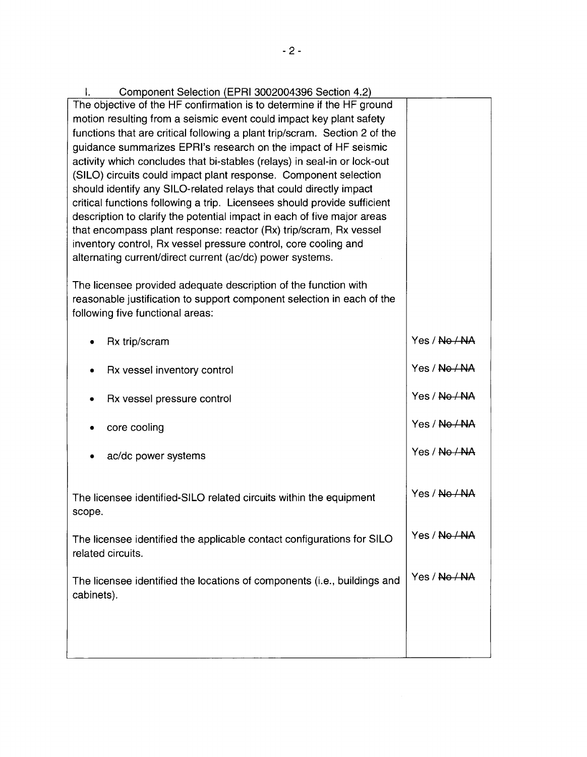## I. Component Selection (EPRI 3002004396 Section 4.2)

| | |
|---|---|
| The objective of the HF confirmation is to determine if the HF ground motion resulting from a seismic event could impact key plant safety functions that are critical following a plant trip/scram. Section 2 of the guidance summarizes EPRI's research on the impact of HF seismic activity which concludes that bi-stables (relays) in seal-in or lock-out (SILO) circuits could impact plant response. Component selection should identify any SILO-related relays that could directly impact critical functions following a trip. Licensees should provide sufficient description to clarify the potential impact in each of five major areas that encompass plant response: reactor (Rx) trip/scram, Rx vessel inventory control, Rx vessel pressure control, core cooling and alternating current/direct current (ac/dc) power systems. | |
| The licensee provided adequate description of the function with reasonable justification to support component selection in each of the following five functional areas: | |
| • Rx trip/scram | Yes / ~~No / NA~~ |
| • Rx vessel inventory control | Yes / ~~No / NA~~ |
| • Rx vessel pressure control | Yes / ~~No / NA~~ |
| • core cooling | Yes / ~~No / NA~~ |
| • ac/dc power systems | Yes / ~~No / NA~~ |
| The licensee identified-SILO related circuits within the equipment scope. | Yes / ~~No / NA~~ |
| The licensee identified the applicable contact configurations for SILO related circuits. | Yes / ~~No / NA~~ |
| The licensee identified the locations of components (i.e., buildings and cabinets). | Yes / ~~No / NA~~ |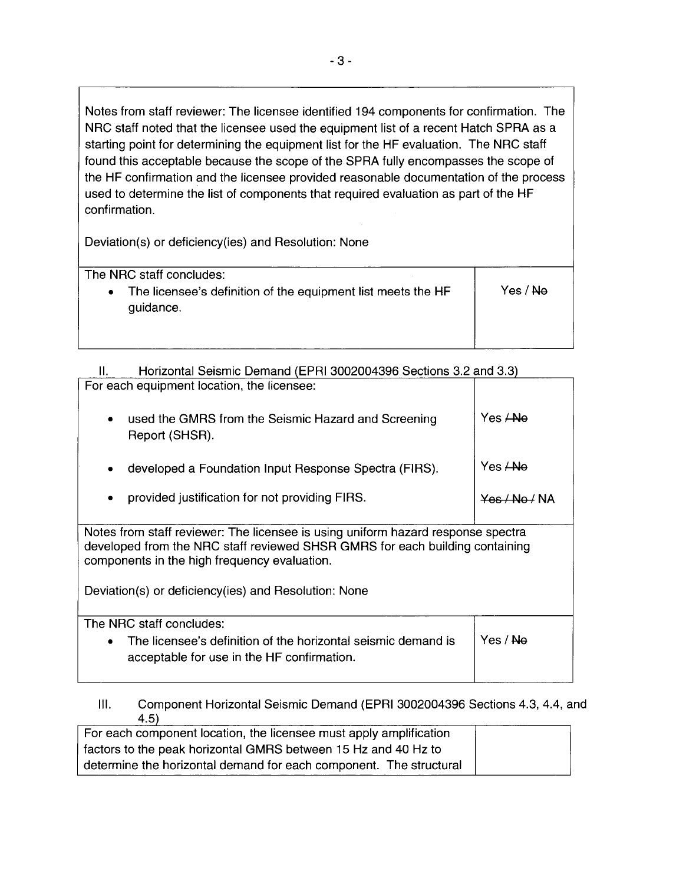Notes from staff reviewer: The licensee identified 194 components for confirmation. The NRC staff noted that the licensee used the equipment list of a recent Hatch SPRA as a starting point for determining the equipment list for the HF evaluation. The NRC staff found this acceptable because the scope of the SPRA fully encompasses the scope of the HF confirmation and the licensee provided reasonable documentation of the process used to determine the list of components that required evaluation as part of the HF confirmation.

Deviation(s) or deficiency(ies) and Resolution: None

| The NRC staff concludes: | |
|---|---|
| • The licensee's definition of the equipment list meets the HF guidance. | Yes / ~~No~~ |

II. Horizontal Seismic Demand (EPRI 3002004396 Sections 3.2 and 3.3)

| For each equipment location, the licensee: | |
|---|---|
| • used the GMRS from the Seismic Hazard and Screening Report (SHSR). | Yes ~~/ No~~ |
| • developed a Foundation Input Response Spectra (FIRS). | Yes ~~/ No~~ |
| • provided justification for not providing FIRS. | ~~Yes / No /~~ NA |

Notes from staff reviewer: The licensee is using uniform hazard response spectra developed from the NRC staff reviewed SHSR GMRS for each building containing components in the high frequency evaluation.

Deviation(s) or deficiency(ies) and Resolution: None

| The NRC staff concludes: | |
|---|---|
| • The licensee's definition of the horizontal seismic demand is acceptable for use in the HF confirmation. | Yes / ~~No~~ |

III. Component Horizontal Seismic Demand (EPRI 3002004396 Sections 4.3, 4.4, and 4.5)

| For each component location, the licensee must apply amplification factors to the peak horizontal GMRS between 15 Hz and 40 Hz to determine the horizontal demand for each component. The structural | |
|---|---|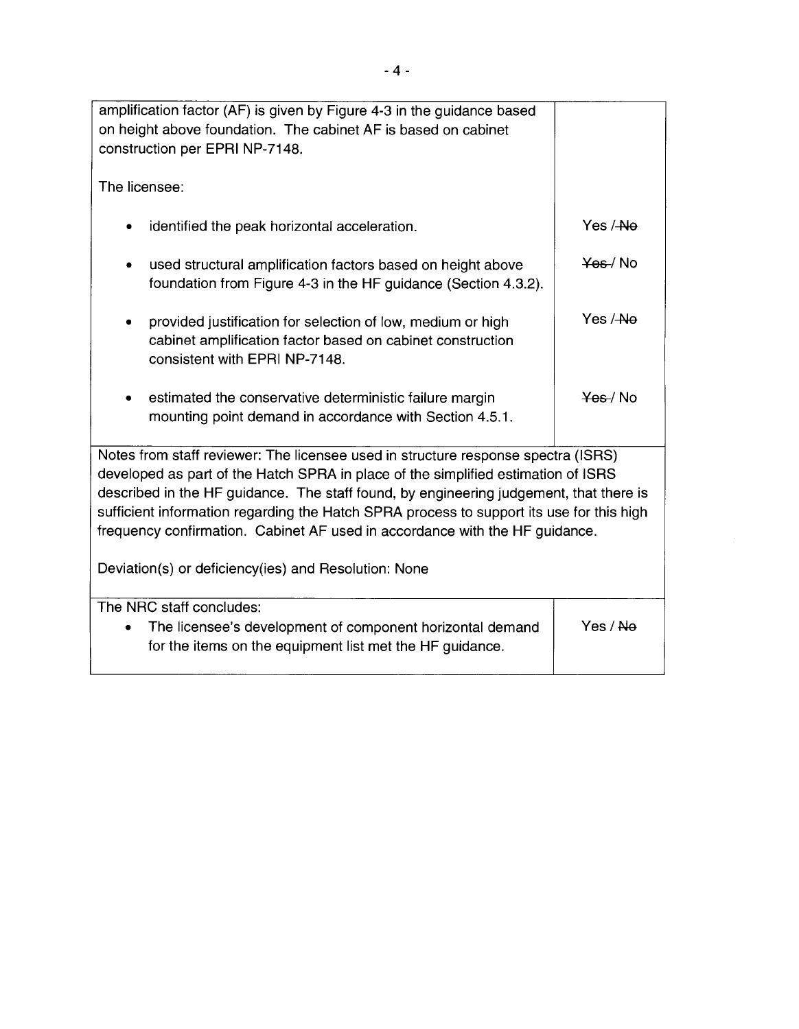| | |
|---|---|
| amplification factor (AF) is given by Figure 4-3 in the guidance based on height above foundation. The cabinet AF is based on cabinet construction per EPRI NP-7148.<br><br>The licensee: | |
| • identified the peak horizontal acceleration. | Yes / ~~No~~ |
| • used structural amplification factors based on height above foundation from Figure 4-3 in the HF guidance (Section 4.3.2). | ~~Yes~~ / No |
| • provided justification for selection of low, medium or high cabinet amplification factor based on cabinet construction consistent with EPRI NP-7148. | Yes / ~~No~~ |
| • estimated the conservative deterministic failure margin mounting point demand in accordance with Section 4.5.1. | ~~Yes~~ / No |
| Notes from staff reviewer: The licensee used in structure response spectra (ISRS) developed as part of the Hatch SPRA in place of the simplified estimation of ISRS described in the HF guidance. The staff found, by engineering judgement, that there is sufficient information regarding the Hatch SPRA process to support its use for this high frequency confirmation. Cabinet AF used in accordance with the HF guidance.<br><br>Deviation(s) or deficiency(ies) and Resolution: None | |
| The NRC staff concludes:<br>• The licensee's development of component horizontal demand for the items on the equipment list met the HF guidance. | Yes / ~~No~~ |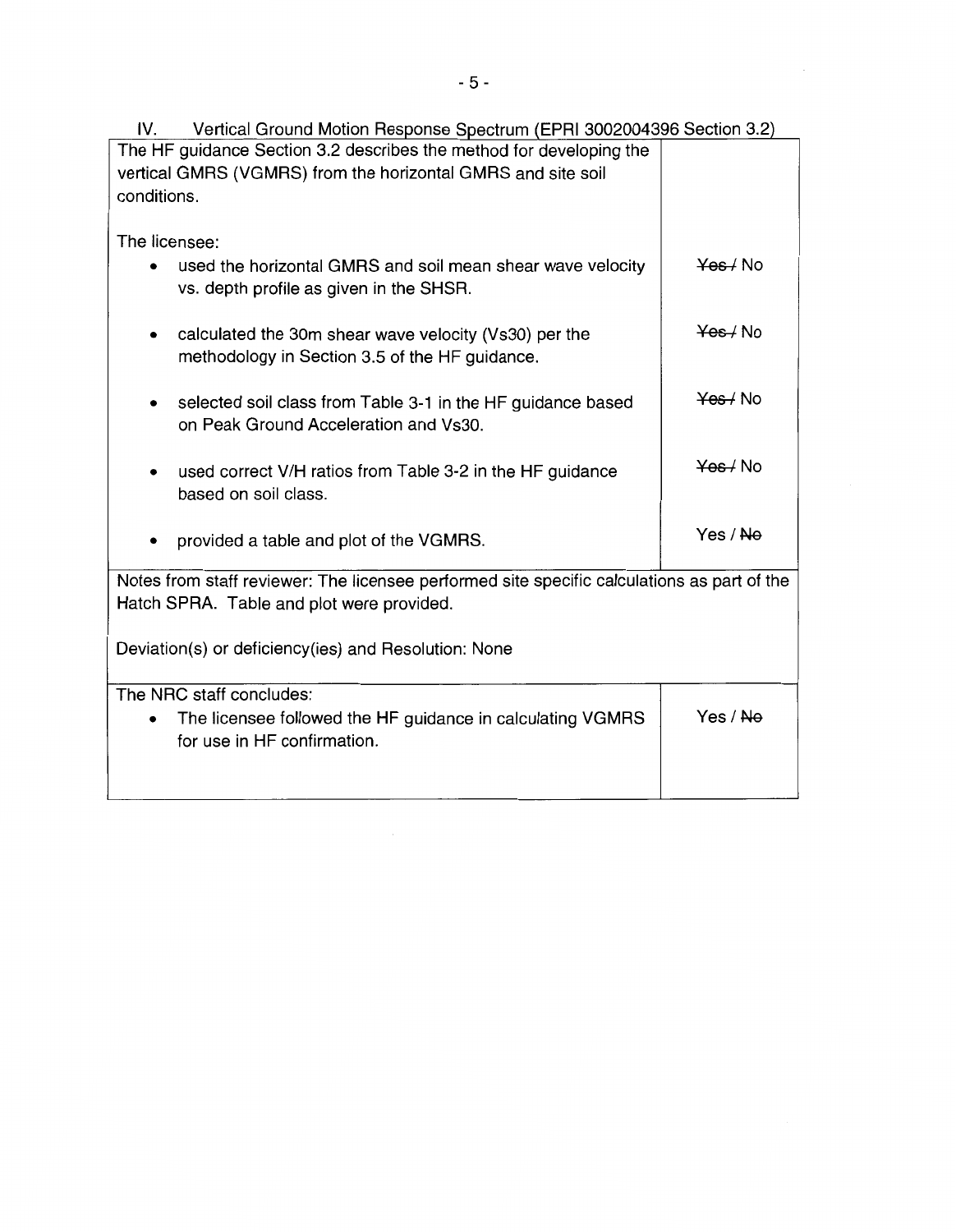IV. Vertical Ground Motion Response Spectrum (EPRI 3002004396 Section 3.2)

| The HF guidance Section 3.2 describes the method for developing the vertical GMRS (VGMRS) from the horizontal GMRS and site soil conditions. | |
|---|---|
| The licensee: | |
| • used the horizontal GMRS and soil mean shear wave velocity vs. depth profile as given in the SHSR. | ~~Yes /~~ No |
| • calculated the 30m shear wave velocity (Vs30) per the methodology in Section 3.5 of the HF guidance. | ~~Yes /~~ No |
| • selected soil class from Table 3-1 in the HF guidance based on Peak Ground Acceleration and Vs30. | ~~Yes /~~ No |
| • used correct V/H ratios from Table 3-2 in the HF guidance based on soil class. | ~~Yes /~~ No |
| • provided a table and plot of the VGMRS. | Yes / ~~No~~ |
| Notes from staff reviewer: The licensee performed site specific calculations as part of the Hatch SPRA. Table and plot were provided.<br><br>Deviation(s) or deficiency(ies) and Resolution: None | |
| The NRC staff concludes:<br>• The licensee followed the HF guidance in calculating VGMRS for use in HF confirmation. | Yes / ~~No~~ |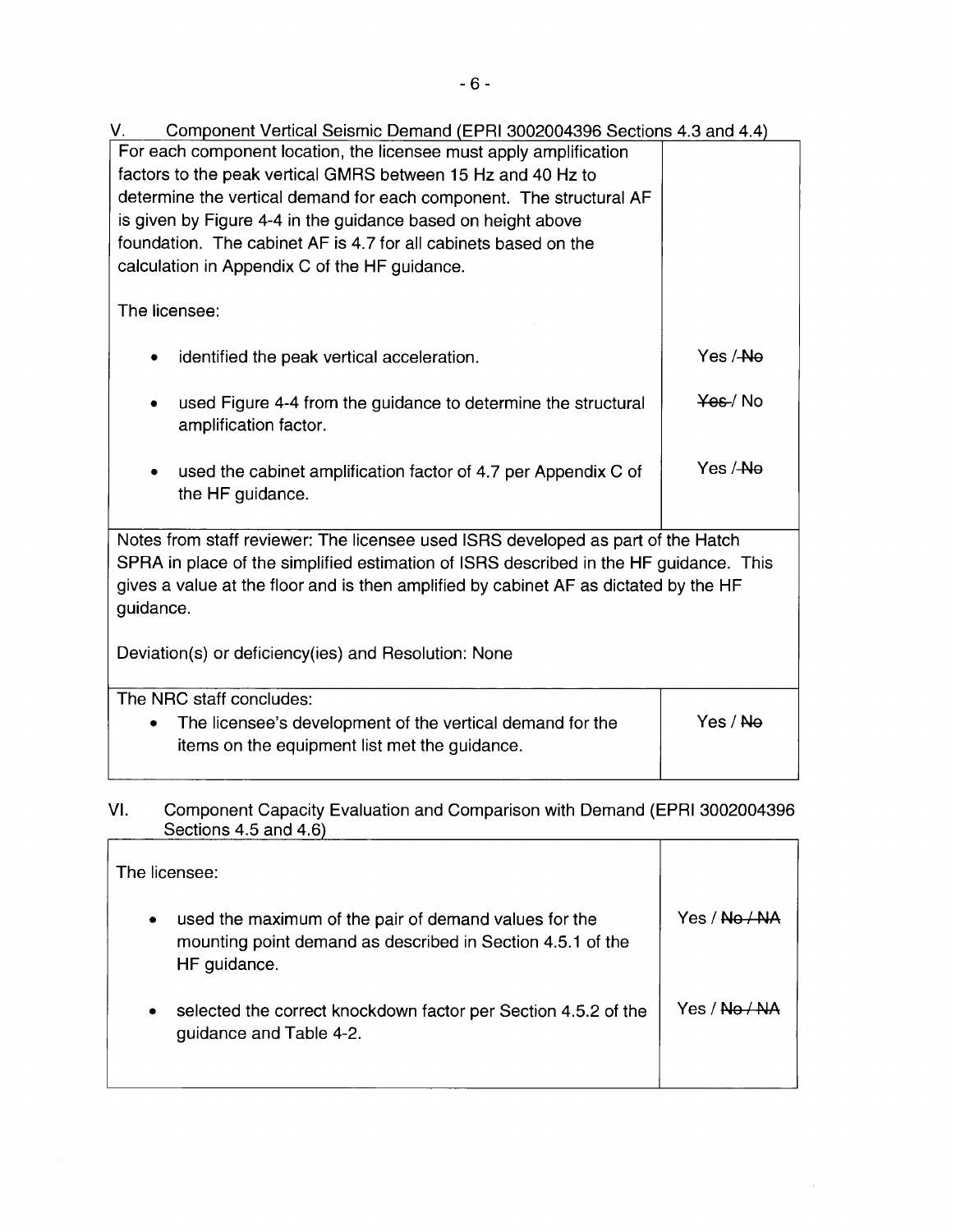## V. Component Vertical Seismic Demand (EPRI 3002004396 Sections 4.3 and 4.4)

| | |
|---|---|
| For each component location, the licensee must apply amplification factors to the peak vertical GMRS between 15 Hz and 40 Hz to determine the vertical demand for each component. The structural AF is given by Figure 4-4 in the guidance based on height above foundation. The cabinet AF is 4.7 for all cabinets based on the calculation in Appendix C of the HF guidance.<br><br>The licensee: | |
| • identified the peak vertical acceleration. | Yes / ~~No~~ |
| • used Figure 4-4 from the guidance to determine the structural amplification factor. | ~~Yes~~ / No |
| • used the cabinet amplification factor of 4.7 per Appendix C of the HF guidance. | Yes / ~~No~~ |

Notes from staff reviewer: The licensee used ISRS developed as part of the Hatch SPRA in place of the simplified estimation of ISRS described in the HF guidance. This gives a value at the floor and is then amplified by cabinet AF as dictated by the HF guidance.

Deviation(s) or deficiency(ies) and Resolution: None

| | |
|---|---|
| The NRC staff concludes:<br>• The licensee's development of the vertical demand for the items on the equipment list met the guidance. | Yes / ~~No~~ |

## VI. Component Capacity Evaluation and Comparison with Demand (EPRI 3002004396 Sections 4.5 and 4.6)

| | |
|---|---|
| The licensee: | |
| • used the maximum of the pair of demand values for the mounting point demand as described in Section 4.5.1 of the HF guidance. | Yes / ~~No / NA~~ |
| • selected the correct knockdown factor per Section 4.5.2 of the guidance and Table 4-2. | Yes / ~~No / NA~~ |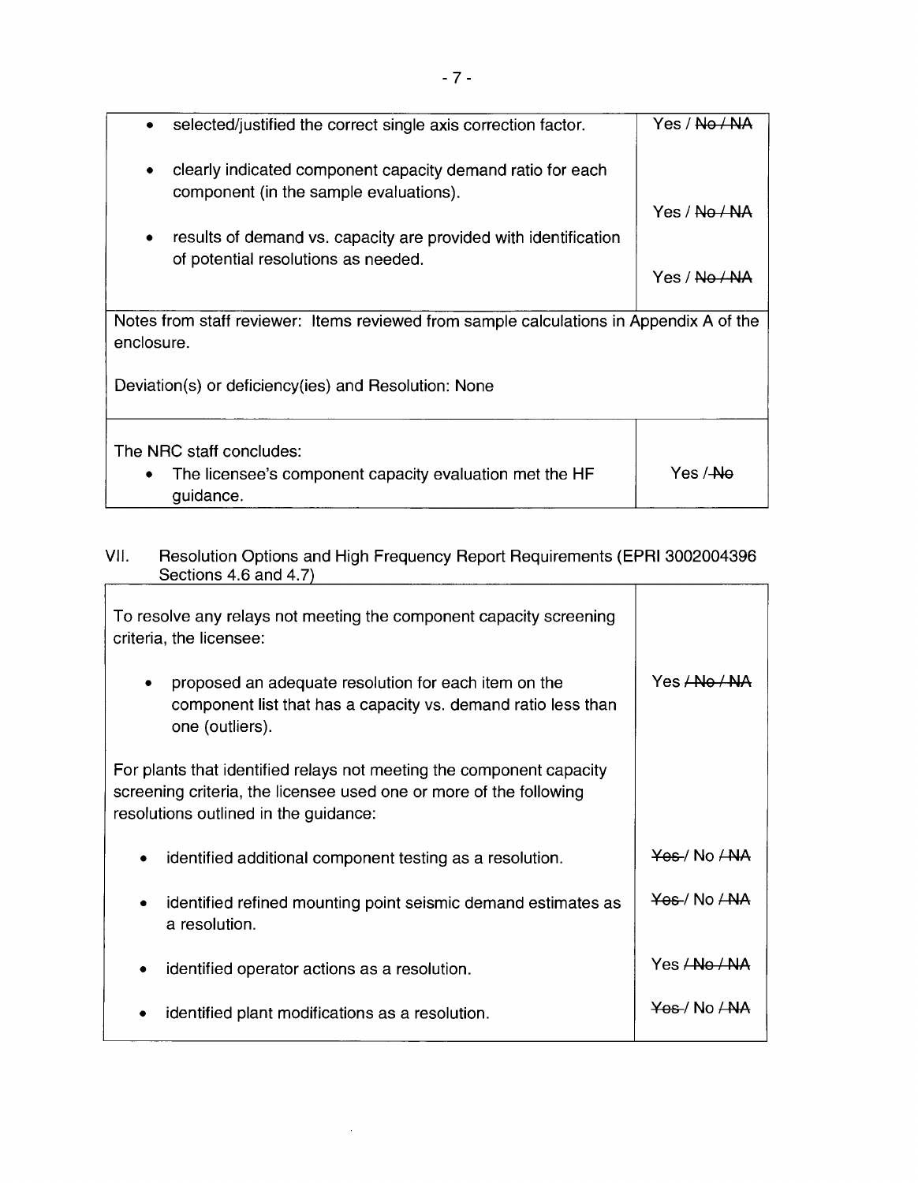| | |
|---|---|
| • selected/justified the correct single axis correction factor. | Yes / ~~No / NA~~ |
| • clearly indicated component capacity demand ratio for each component (in the sample evaluations). | Yes / ~~No / NA~~ |
| • results of demand vs. capacity are provided with identification of potential resolutions as needed. | Yes / ~~No / NA~~ |
| Notes from staff reviewer: Items reviewed from sample calculations in Appendix A of the enclosure.<br><br>Deviation(s) or deficiency(ies) and Resolution: None | |
| The NRC staff concludes:<br>• The licensee's component capacity evaluation met the HF guidance. | Yes / ~~No~~ |

VII. Resolution Options and High Frequency Report Requirements (EPRI 3002004396 Sections 4.6 and 4.7)

| | |
|---|---|
| To resolve any relays not meeting the component capacity screening criteria, the licensee: | |
| • proposed an adequate resolution for each item on the component list that has a capacity vs. demand ratio less than one (outliers). | Yes ~~/ No / NA~~ |
| For plants that identified relays not meeting the component capacity screening criteria, the licensee used one or more of the following resolutions outlined in the guidance: | |
| • identified additional component testing as a resolution. | ~~Yes~~ / No ~~/ NA~~ |
| • identified refined mounting point seismic demand estimates as a resolution. | ~~Yes~~ / No ~~/ NA~~ |
| • identified operator actions as a resolution. | Yes ~~/ No / NA~~ |
| • identified plant modifications as a resolution. | ~~Yes~~ / No ~~/ NA~~ |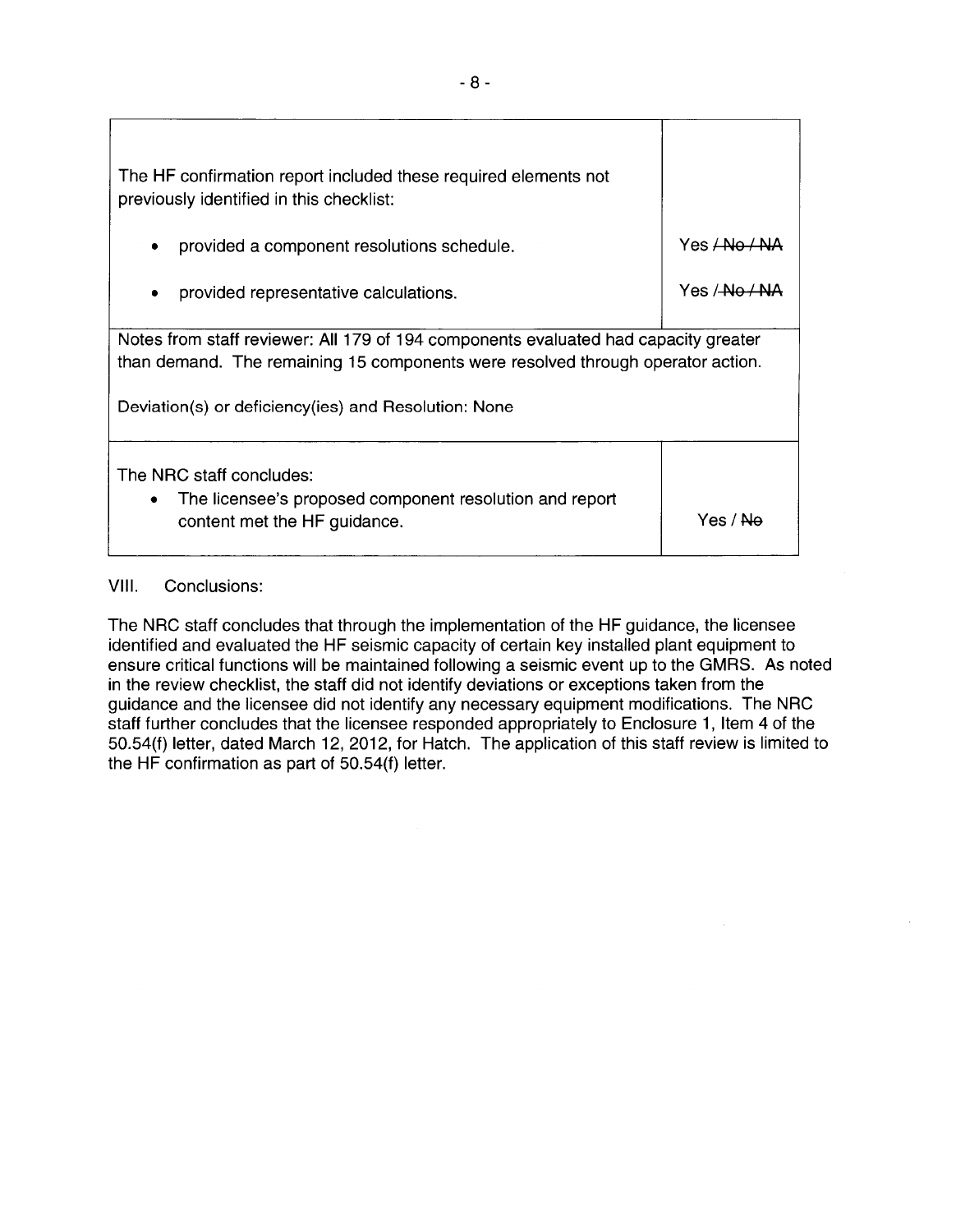| The HF confirmation report included these required elements not previously identified in this checklist: | |
|---|---|
| • provided a component resolutions schedule. | Yes / ~~No / NA~~ |
| • provided representative calculations. | Yes / ~~No / NA~~ |
| Notes from staff reviewer: All 179 of 194 components evaluated had capacity greater than demand. The remaining 15 components were resolved through operator action.<br><br>Deviation(s) or deficiency(ies) and Resolution: None | |
| The NRC staff concludes:<br>• The licensee's proposed component resolution and report content met the HF guidance. | Yes / ~~No~~ |

VIII. Conclusions:

The NRC staff concludes that through the implementation of the HF guidance, the licensee identified and evaluated the HF seismic capacity of certain key installed plant equipment to ensure critical functions will be maintained following a seismic event up to the GMRS. As noted in the review checklist, the staff did not identify deviations or exceptions taken from the guidance and the licensee did not identify any necessary equipment modifications. The NRC staff further concludes that the licensee responded appropriately to Enclosure 1, Item 4 of the 50.54(f) letter, dated March 12, 2012, for Hatch. The application of this staff review is limited to the HF confirmation as part of 50.54(f) letter.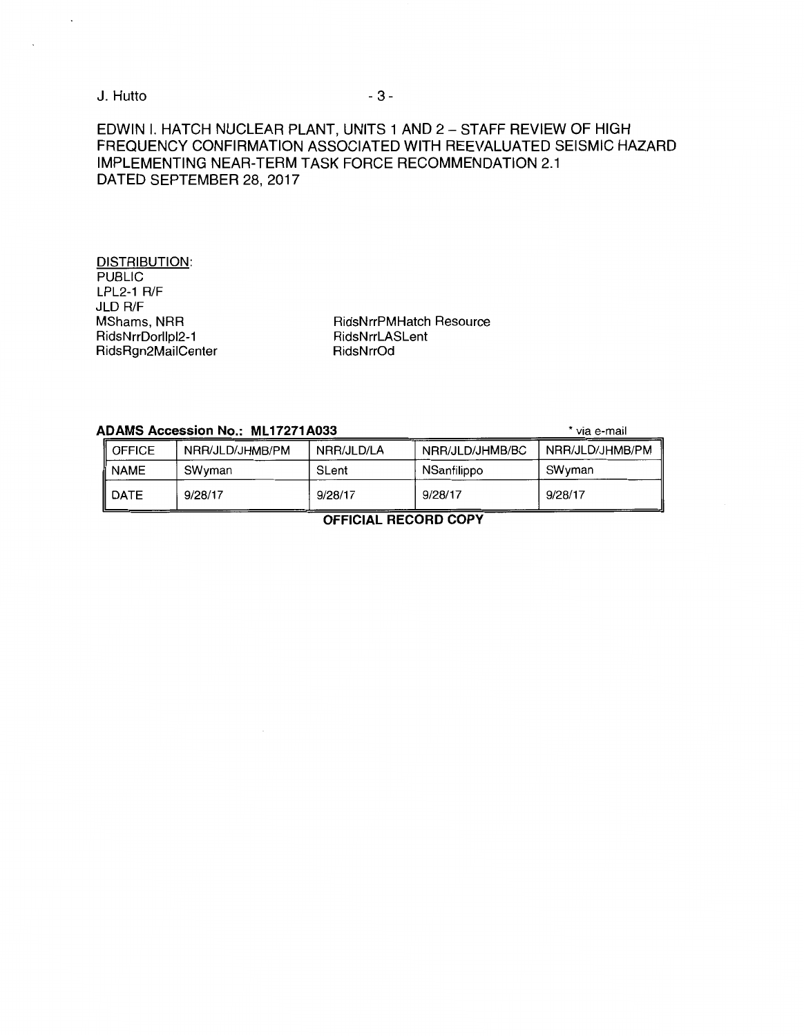EDWIN I. HATCH NUCLEAR PLANT, UNITS 1 AND 2 – STAFF REVIEW OF HIGH FREQUENCY CONFIRMATION ASSOCIATED WITH REEVALUATED SEISMIC HAZARD IMPLEMENTING NEAR-TERM TASK FORCE RECOMMENDATION 2.1 DATED SEPTEMBER 28, 2017

DISTRIBUTION:
PUBLIC
LPL2-1 R/F
JLD R/F
MShams, NRR
RidsNrrDorllpl2-1
RidsRgn2MailCenter
RidsNrrPMHatch Resource
RidsNrrLASLent
RidsNrrOd

**ADAMS Accession No.: ML17271A033** * via e-mail

| OFFICE | NRR/JLD/JHMB/PM | NRR/JLD/LA | NRR/JLD/JHMB/BC | NRR/JLD/JHMB/PM |
|---|---|---|---|---|
| NAME | SWyman | SLent | NSanfilippo | SWyman |
| DATE | 9/28/17 | 9/28/17 | 9/28/17 | 9/28/17 |

**OFFICIAL RECORD COPY**